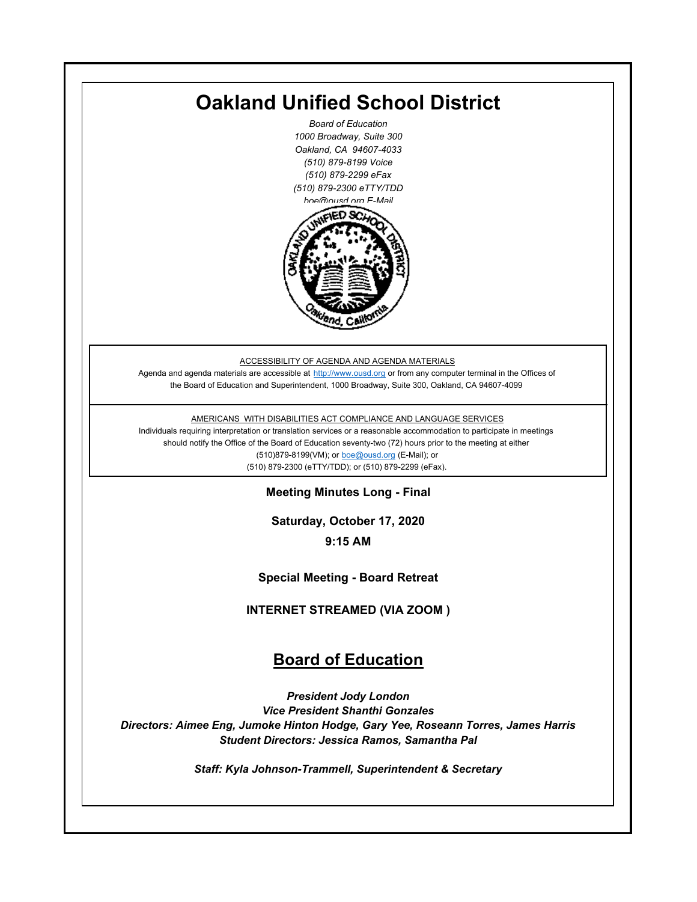# Oakland Unified School District

*Board of Education*
*1000 Broadway, Suite 300*
*Oakland, CA 94607-4033*
*(510) 879-8199 Voice*
*(510) 879-2299 eFax*
*(510) 879-2300 eTTY/TDD*
*boe@ousd.org E-Mail*

ACCESSIBILITY OF AGENDA AND AGENDA MATERIALS

Agenda and agenda materials are accessible at http://www.ousd.org or from any computer terminal in the Offices of the Board of Education and Superintendent, 1000 Broadway, Suite 300, Oakland, CA 94607-4099

AMERICANS WITH DISABILITIES ACT COMPLIANCE AND LANGUAGE SERVICES

Individuals requiring interpretation or translation services or a reasonable accommodation to participate in meetings should notify the Office of the Board of Education seventy-two (72) hours prior to the meeting at either (510)879-8199(VM); or boe@ousd.org (E-Mail); or (510) 879-2300 (eTTY/TDD); or (510) 879-2299 (eFax).

**Meeting Minutes Long - Final**

**Saturday, October 17, 2020**

**9:15 AM**

**Special Meeting - Board Retreat**

**INTERNET STREAMED (VIA ZOOM )**

## Board of Education

***President Jody London***
***Vice President Shanthi Gonzales***
***Directors: Aimee Eng, Jumoke Hinton Hodge, Gary Yee, Roseann Torres, James Harris***
***Student Directors: Jessica Ramos, Samantha Pal***

***Staff: Kyla Johnson-Trammell, Superintendent & Secretary***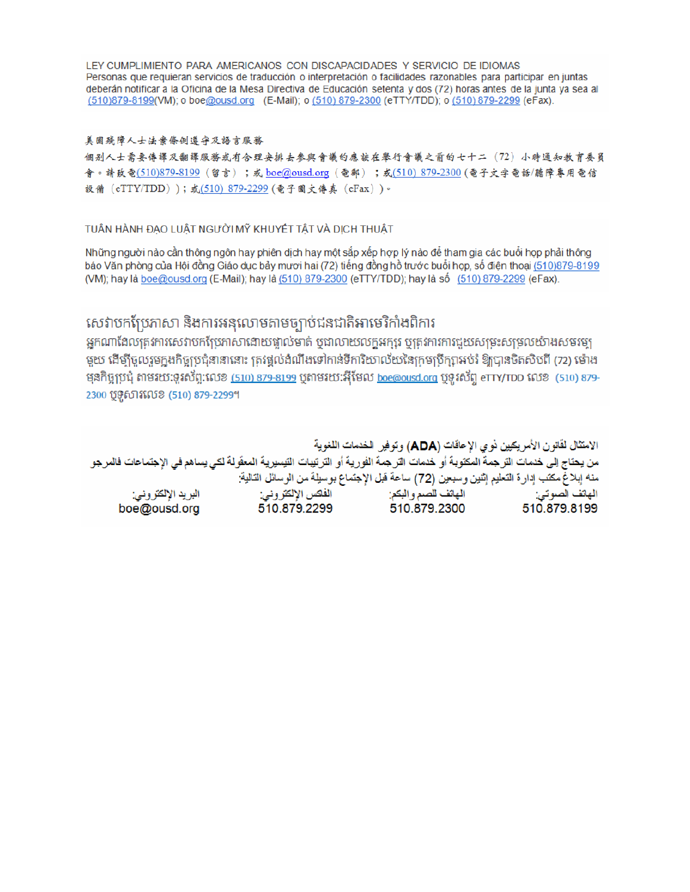LEY CUMPLIMIENTO PARA AMERICANOS CON DISCAPACIDADES Y SERVICIO DE IDIOMAS
Personas que requieran servicios de traducción o interpretación o facilidades razonables para participar en juntas deberán notificar a la Oficina de la Mesa Directiva de Educación setenta y dos (72) horas antes de la junta ya sea al (510)879-8199(VM); o boe@ousd.org (E-Mail); o (510) 879-2300 (eTTY/TDD); o (510) 879-2299 (eFax).

美國殘障人士法案條例遵守及語言服務
個別人士需要傳譯及翻譯服務或有合理安排去參與會議的應該在舉行會議之前的七十二（72）小時通知教育委員會。請致電(510)879-8199（留言）；或 boe@ousd.org（電郵）；或(510) 879-2300 (電子文字電話/聽障專用電信設備（eTTY/TDD））；或(510) 879-2299 (電子圖文傳真（eFax）)。

TUÂN HÀNH ĐẠO LUẬT NGƯỜI MỸ KHUYẾT TẬT VÀ DỊCH THUẬT

Những người nào cần thông ngôn hay phiên dịch hay một sắp xếp hợp lý nào để tham gia các buổi họp phải thông báo Văn phòng của Hội đồng Giáo dục bảy mươi hai (72) tiếng đồng hồ trước buổi họp, số điện thoại (510)879-8199 (VM); hay là boe@ousd.org (E-Mail); hay là (510) 879-2300 (eTTY/TDD); hay là số (510) 879-2299 (eFax).

សេវាបកប្រែភាសា និងការអនុលោមតាមច្បាប់ជនជាតិអាមេរិកាំងពិការ
អ្នកណាដែលត្រូវការសេវាបកប្រែភាសាដោយផ្ទាល់មាត់ ឬជាលាយលក្ខអក្សរ ឬត្រូវការការជួយសម្រះសម្រួលយ៉ាងសមរម្យមួយ ដើម្បីចូលរួមក្នុងកិច្ចប្រជុំនានានោះ ត្រូវផ្តល់ដំណឹងទៅកាន់ទីការិយាល័យនៃក្រុមប្រឹក្សាអប់រំ ឱ្យបានចិតសិបពីរ (72) ម៉ោង មុនកិច្ចប្រជុំ តាមរយៈទូរស័ព្ទ:លេខ (510) 879-8199 ឬតាមរយៈអ៊ីមែល boe@ousd.org ឬទូរស័ព្ទ eTTY/TDD លេខ (510) 879-2300 ឬទូសារលេខ (510) 879-2299។

الامتثال لقانون الأمريكيين ذوي الإعاقات (ADA) وتوفير الخدمات اللغوية
من يحتاج إلى خدمات الترجمة المكتوبة أو خدمات الترجمة الفورية أو الترتيبات التيسيرية المعقولة لكي يساهم في الإجتماعات فالمرجو منه إبلاغ مكتب إدارة التعليم إثنين وسبعين (72) ساعة قبل الإجتماع بوسيلة من الوسائل التالية:

| الهاتف الصوتي: | الهاتف للصم والبكم: | الفاكس الإلكتروني: | البريد الإلكتروني: |
| --- | --- | --- | --- |
| 510.879.8199 | 510.879.2300 | 510.879.2299 | boe@ousd.org |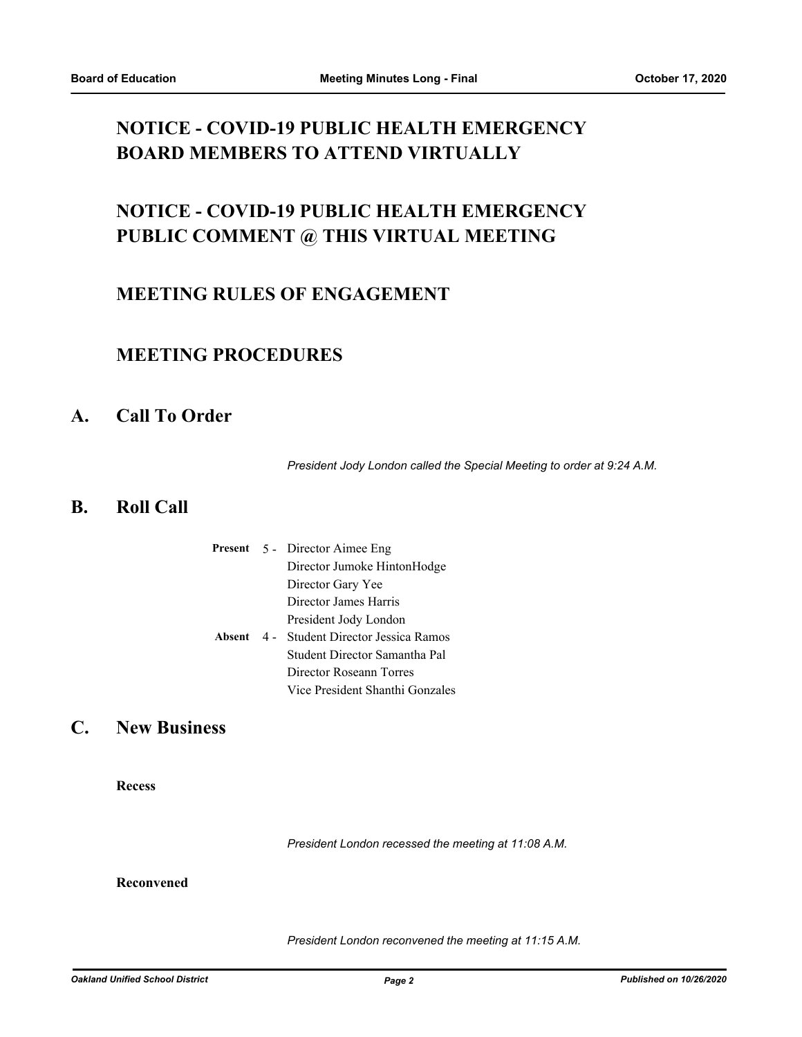## NOTICE - COVID-19 PUBLIC HEALTH EMERGENCY BOARD MEMBERS TO ATTEND VIRTUALLY

## NOTICE - COVID-19 PUBLIC HEALTH EMERGENCY PUBLIC COMMENT @ THIS VIRTUAL MEETING

## MEETING RULES OF ENGAGEMENT

## MEETING PROCEDURES

## A. Call To Order

*President Jody London called the Special Meeting to order at 9:24 A.M.*

## B. Roll Call

**Present** 5 - Director Aimee Eng
Director Jumoke HintonHodge
Director Gary Yee
Director James Harris
President Jody London

**Absent** 4 - Student Director Jessica Ramos
Student Director Samantha Pal
Director Roseann Torres
Vice President Shanthi Gonzales

## C. New Business

**Recess**

*President London recessed the meeting at 11:08 A.M.*

**Reconvened**

*President London reconvened the meeting at 11:15 A.M.*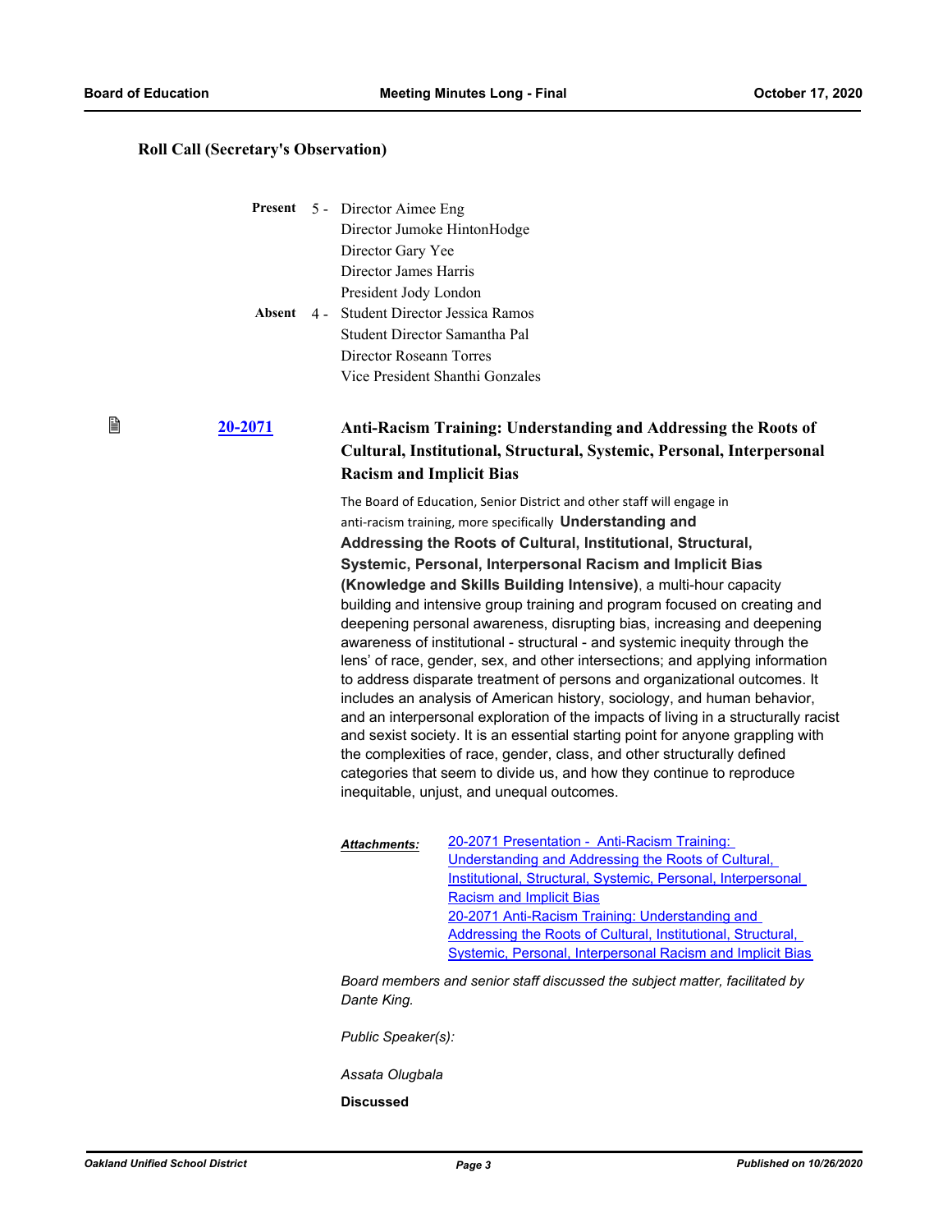## Roll Call (Secretary's Observation)

**Present** 5 - Director Aimee Eng
Director Jumoke HintonHodge
Director Gary Yee
Director James Harris
President Jody London

**Absent** 4 - Student Director Jessica Ramos
Student Director Samantha Pal
Director Roseann Torres
Vice President Shanthi Gonzales

### 20-2071 Anti-Racism Training: Understanding and Addressing the Roots of Cultural, Institutional, Structural, Systemic, Personal, Interpersonal Racism and Implicit Bias

The Board of Education, Senior District and other staff will engage in anti-racism training, more specifically **Understanding and Addressing the Roots of Cultural, Institutional, Structural, Systemic, Personal, Interpersonal Racism and Implicit Bias (Knowledge and Skills Building Intensive)**, a multi-hour capacity building and intensive group training and program focused on creating and deepening personal awareness, disrupting bias, increasing and deepening awareness of institutional - structural - and systemic inequity through the lens' of race, gender, sex, and other intersections; and applying information to address disparate treatment of persons and organizational outcomes. It includes an analysis of American history, sociology, and human behavior, and an interpersonal exploration of the impacts of living in a structurally racist and sexist society. It is an essential starting point for anyone grappling with the complexities of race, gender, class, and other structurally defined categories that seem to divide us, and how they continue to reproduce inequitable, unjust, and unequal outcomes.

***Attachments:*** 20-2071 Presentation - Anti-Racism Training: Understanding and Addressing the Roots of Cultural, Institutional, Structural, Systemic, Personal, Interpersonal Racism and Implicit Bias
20-2071 Anti-Racism Training: Understanding and Addressing the Roots of Cultural, Institutional, Structural, Systemic, Personal, Interpersonal Racism and Implicit Bias

*Board members and senior staff discussed the subject matter, facilitated by Dante King.*

*Public Speaker(s):*

*Assata Olugbala*

**Discussed**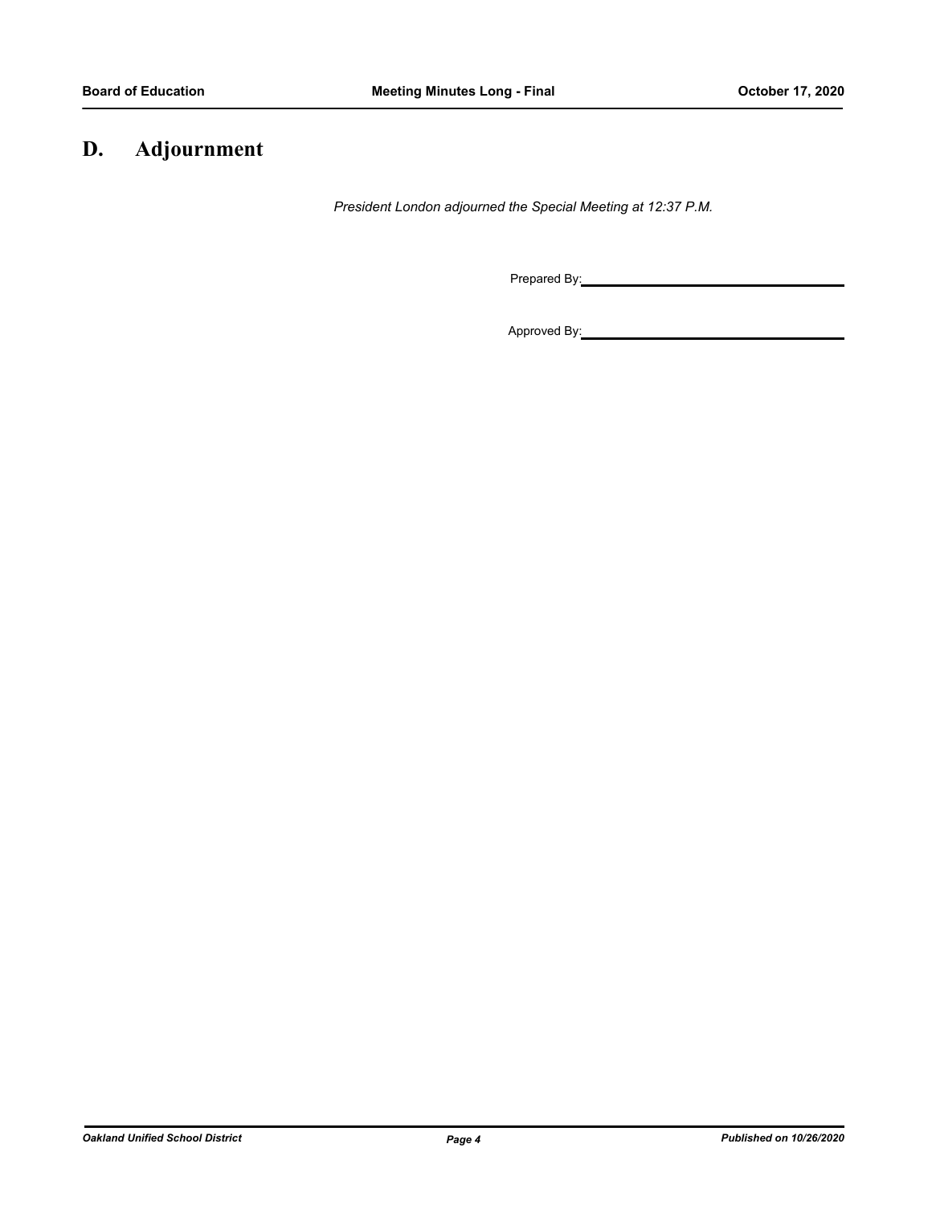# D. Adjournment

*President London adjourned the Special Meeting at 12:37 P.M.*

Prepared By:\_\_\_\_\_\_\_\_\_\_\_\_\_\_\_\_\_\_\_\_\_\_\_\_\_\_\_\_\_\_\_\_\_\_

Approved By:\_\_\_\_\_\_\_\_\_\_\_\_\_\_\_\_\_\_\_\_\_\_\_\_\_\_\_\_\_\_\_\_\_\_